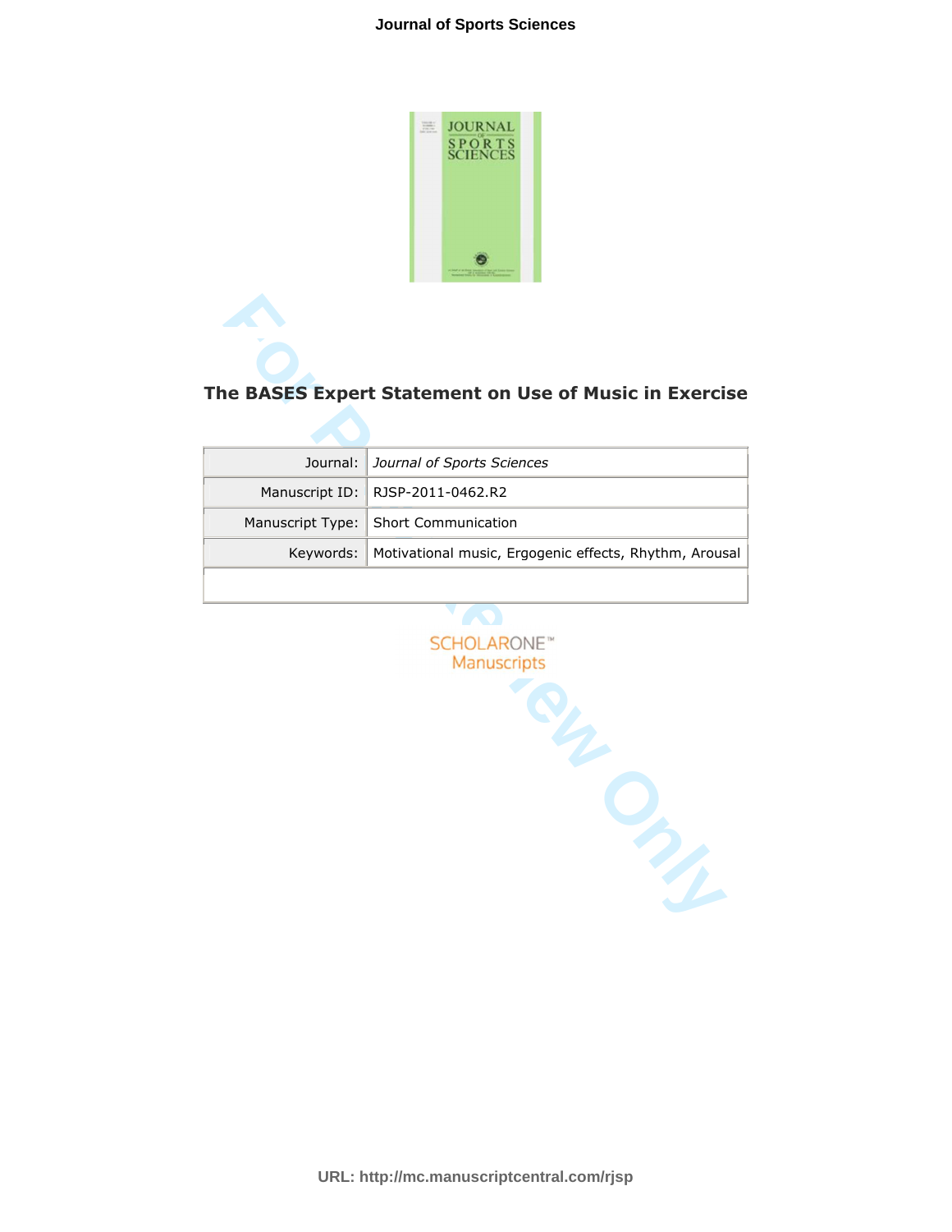# The BASES Expert Statement on Use of Music in Exercise

| Journal: | *Journal of Sports Sciences* |
|---|---|
| Manuscript ID: | RJSP-2011-0462.R2 |
| Manuscript Type: | Short Communication |
| Keywords: | Motivational music, Ergogenic effects, Rhythm, Arousal |

SCHOLARONE™ Manuscripts

URL: http://mc.manuscriptcentral.com/rjsp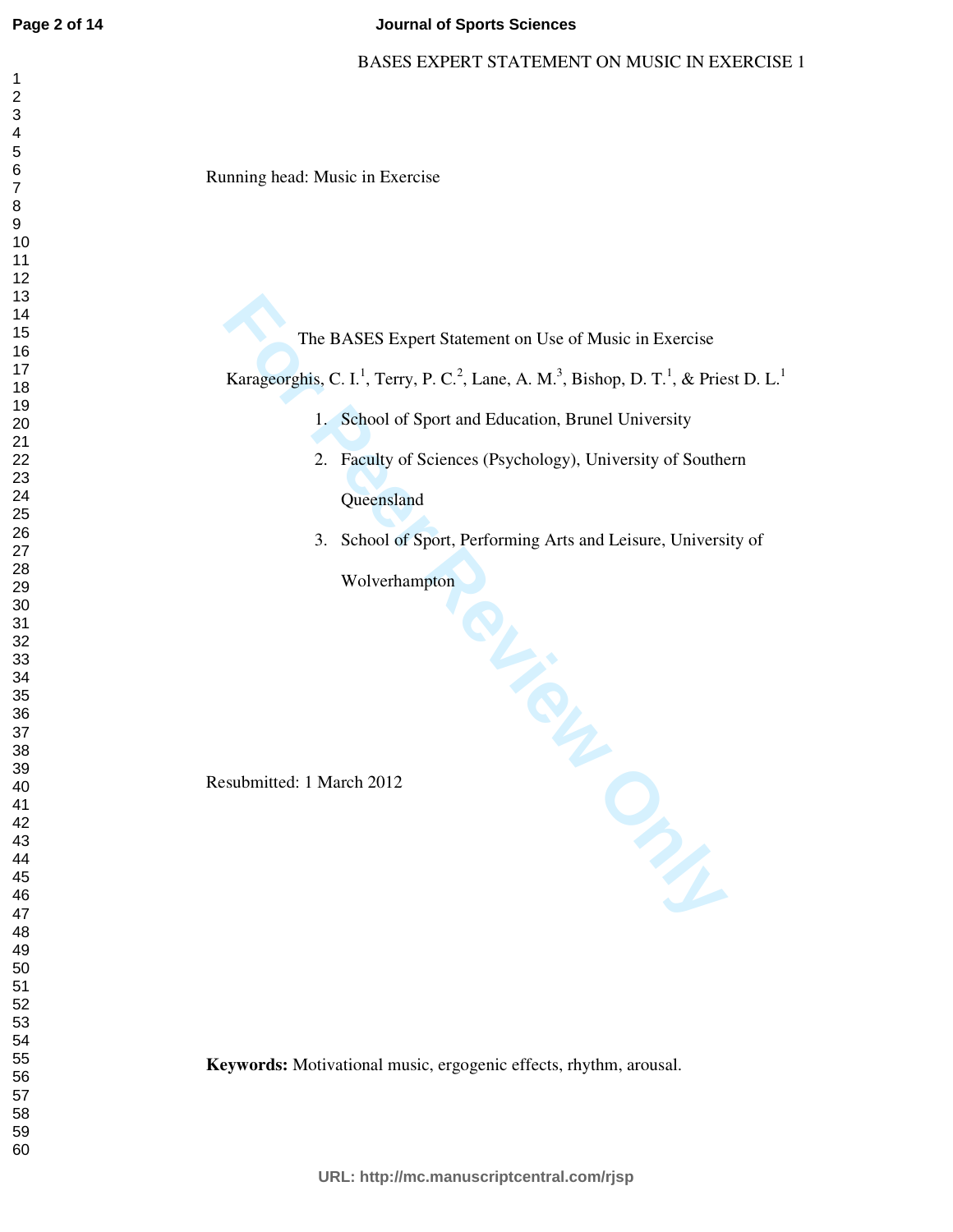Running head: Music in Exercise

# The BASES Expert Statement on Use of Music in Exercise

Karageorghis, C. I.[1], Terry, P. C.[2], Lane, A. M.[3], Bishop, D. T.[1], & Priest D. L.[1]

1. School of Sport and Education, Brunel University
2. Faculty of Sciences (Psychology), University of Southern Queensland
3. School of Sport, Performing Arts and Leisure, University of Wolverhampton

Resubmitted: 1 March 2012

**Keywords:** Motivational music, ergogenic effects, rhythm, arousal.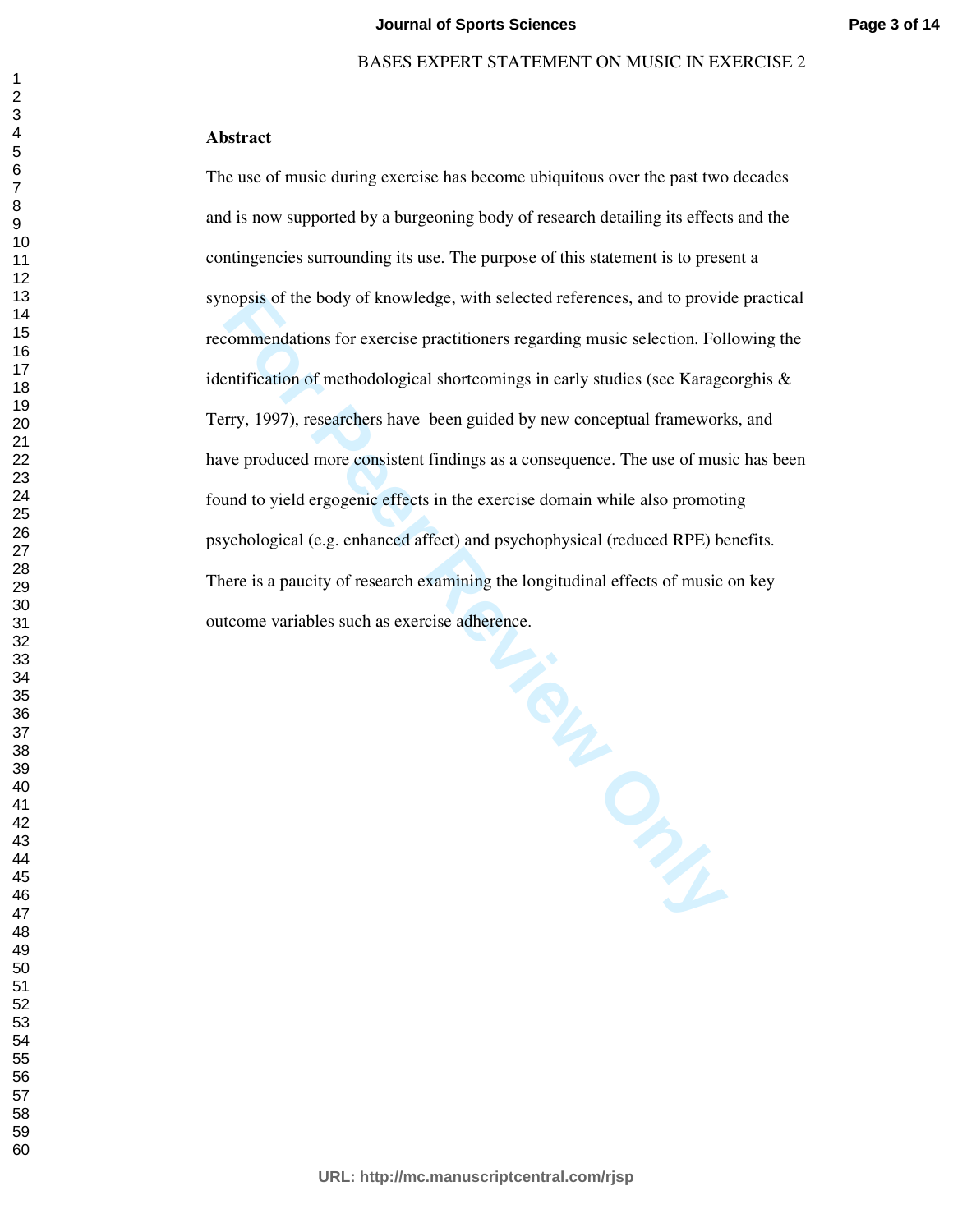## Abstract

The use of music during exercise has become ubiquitous over the past two decades and is now supported by a burgeoning body of research detailing its effects and the contingencies surrounding its use. The purpose of this statement is to present a synopsis of the body of knowledge, with selected references, and to provide practical recommendations for exercise practitioners regarding music selection. Following the identification of methodological shortcomings in early studies (see Karageorghis & Terry, 1997), researchers have been guided by new conceptual frameworks, and have produced more consistent findings as a consequence. The use of music has been found to yield ergogenic effects in the exercise domain while also promoting psychological (e.g. enhanced affect) and psychophysical (reduced RPE) benefits. There is a paucity of research examining the longitudinal effects of music on key outcome variables such as exercise adherence.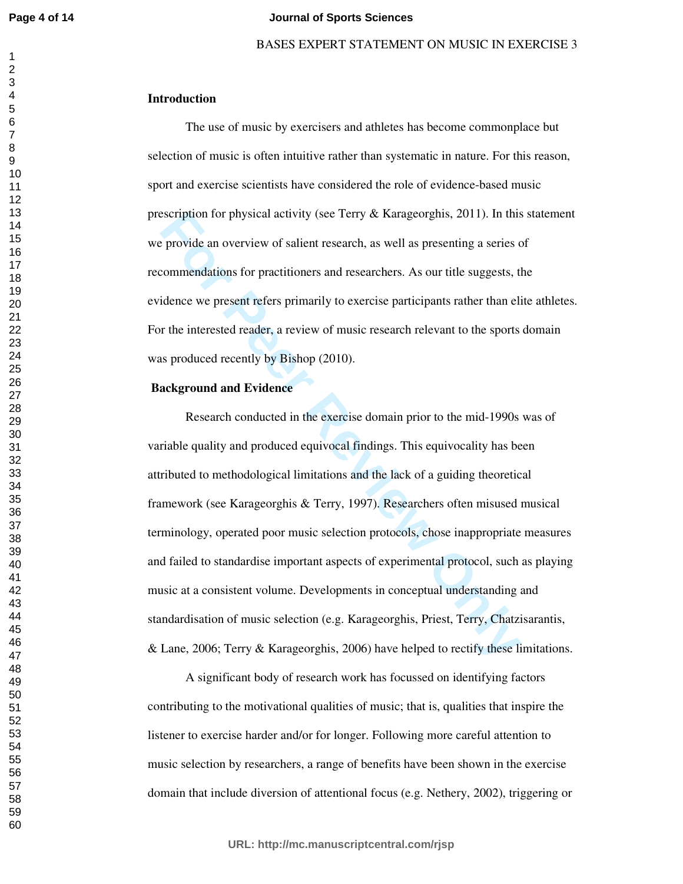## Introduction

The use of music by exercisers and athletes has become commonplace but selection of music is often intuitive rather than systematic in nature. For this reason, sport and exercise scientists have considered the role of evidence-based music prescription for physical activity (see Terry & Karageorghis, 2011). In this statement we provide an overview of salient research, as well as presenting a series of recommendations for practitioners and researchers. As our title suggests, the evidence we present refers primarily to exercise participants rather than elite athletes. For the interested reader, a review of music research relevant to the sports domain was produced recently by Bishop (2010).

## Background and Evidence

Research conducted in the exercise domain prior to the mid-1990s was of variable quality and produced equivocal findings. This equivocality has been attributed to methodological limitations and the lack of a guiding theoretical framework (see Karageorghis & Terry, 1997). Researchers often misused musical terminology, operated poor music selection protocols, chose inappropriate measures and failed to standardise important aspects of experimental protocol, such as playing music at a consistent volume. Developments in conceptual understanding and standardisation of music selection (e.g. Karageorghis, Priest, Terry, Chatzisarantis, & Lane, 2006; Terry & Karageorghis, 2006) have helped to rectify these limitations.

A significant body of research work has focussed on identifying factors contributing to the motivational qualities of music; that is, qualities that inspire the listener to exercise harder and/or for longer. Following more careful attention to music selection by researchers, a range of benefits have been shown in the exercise domain that include diversion of attentional focus (e.g. Nethery, 2002), triggering or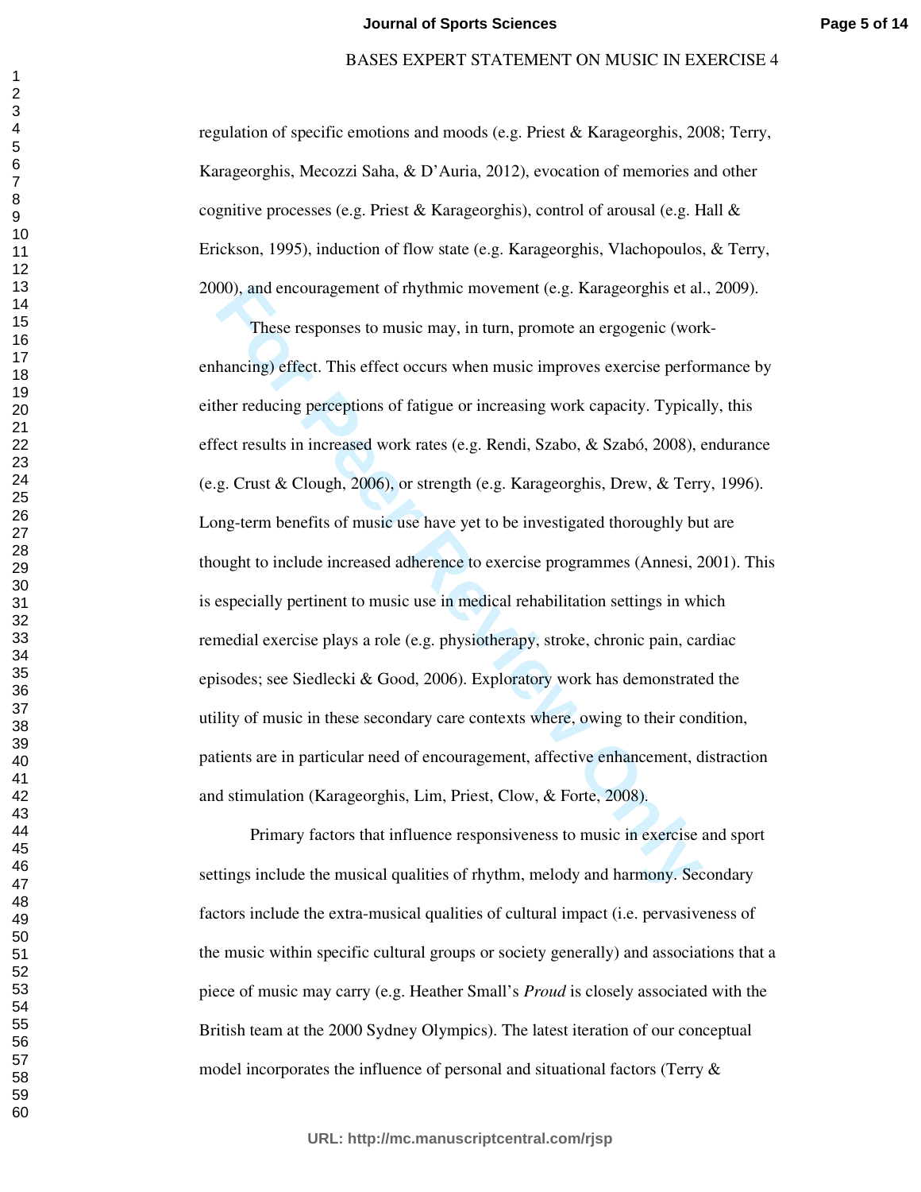regulation of specific emotions and moods (e.g. Priest & Karageorghis, 2008; Terry, Karageorghis, Mecozzi Saha, & D'Auria, 2012), evocation of memories and other cognitive processes (e.g. Priest & Karageorghis), control of arousal (e.g. Hall & Erickson, 1995), induction of flow state (e.g. Karageorghis, Vlachopoulos, & Terry, 2000), and encouragement of rhythmic movement (e.g. Karageorghis et al., 2009).

These responses to music may, in turn, promote an ergogenic (work-enhancing) effect. This effect occurs when music improves exercise performance by either reducing perceptions of fatigue or increasing work capacity. Typically, this effect results in increased work rates (e.g. Rendi, Szabo, & Szabó, 2008), endurance (e.g. Crust & Clough, 2006), or strength (e.g. Karageorghis, Drew, & Terry, 1996). Long-term benefits of music use have yet to be investigated thoroughly but are thought to include increased adherence to exercise programmes (Annesi, 2001). This is especially pertinent to music use in medical rehabilitation settings in which remedial exercise plays a role (e.g. physiotherapy, stroke, chronic pain, cardiac episodes; see Siedlecki & Good, 2006). Exploratory work has demonstrated the utility of music in these secondary care contexts where, owing to their condition, patients are in particular need of encouragement, affective enhancement, distraction and stimulation (Karageorghis, Lim, Priest, Clow, & Forte, 2008).

Primary factors that influence responsiveness to music in exercise and sport settings include the musical qualities of rhythm, melody and harmony. Secondary factors include the extra-musical qualities of cultural impact (i.e. pervasiveness of the music within specific cultural groups or society generally) and associations that a piece of music may carry (e.g. Heather Small's *Proud* is closely associated with the British team at the 2000 Sydney Olympics). The latest iteration of our conceptual model incorporates the influence of personal and situational factors (Terry &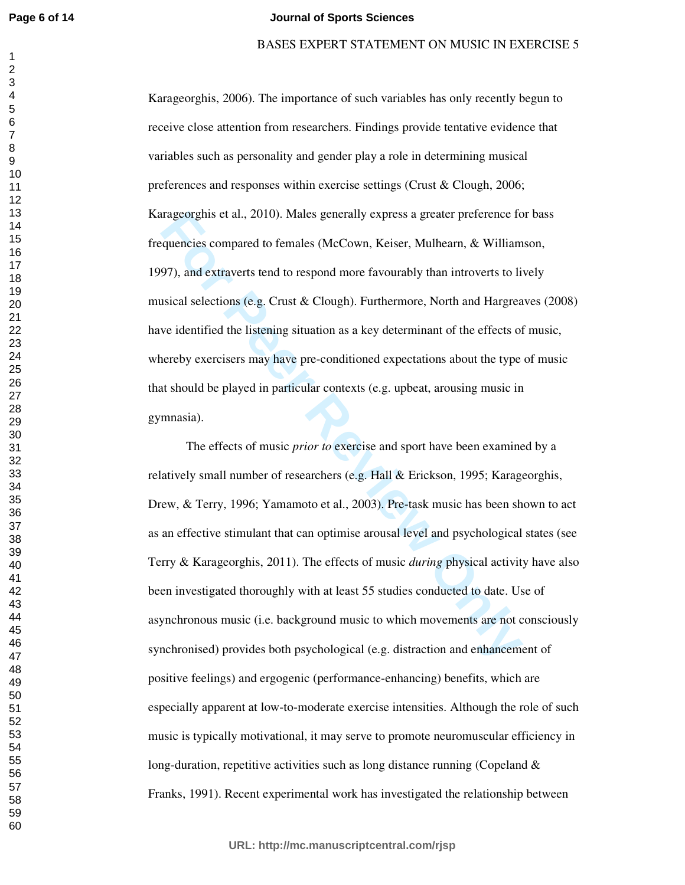Karageorghis, 2006). The importance of such variables has only recently begun to receive close attention from researchers. Findings provide tentative evidence that variables such as personality and gender play a role in determining musical preferences and responses within exercise settings (Crust & Clough, 2006; Karageorghis et al., 2010). Males generally express a greater preference for bass frequencies compared to females (McCown, Keiser, Mulhearn, & Williamson, 1997), and extraverts tend to respond more favourably than introverts to lively musical selections (e.g. Crust & Clough). Furthermore, North and Hargreaves (2008) have identified the listening situation as a key determinant of the effects of music, whereby exercisers may have pre-conditioned expectations about the type of music that should be played in particular contexts (e.g. upbeat, arousing music in gymnasia).

The effects of music *prior to* exercise and sport have been examined by a relatively small number of researchers (e.g. Hall & Erickson, 1995; Karageorghis, Drew, & Terry, 1996; Yamamoto et al., 2003). Pre-task music has been shown to act as an effective stimulant that can optimise arousal level and psychological states (see Terry & Karageorghis, 2011). The effects of music *during* physical activity have also been investigated thoroughly with at least 55 studies conducted to date. Use of asynchronous music (i.e. background music to which movements are not consciously synchronised) provides both psychological (e.g. distraction and enhancement of positive feelings) and ergogenic (performance-enhancing) benefits, which are especially apparent at low-to-moderate exercise intensities. Although the role of such music is typically motivational, it may serve to promote neuromuscular efficiency in long-duration, repetitive activities such as long distance running (Copeland & Franks, 1991). Recent experimental work has investigated the relationship between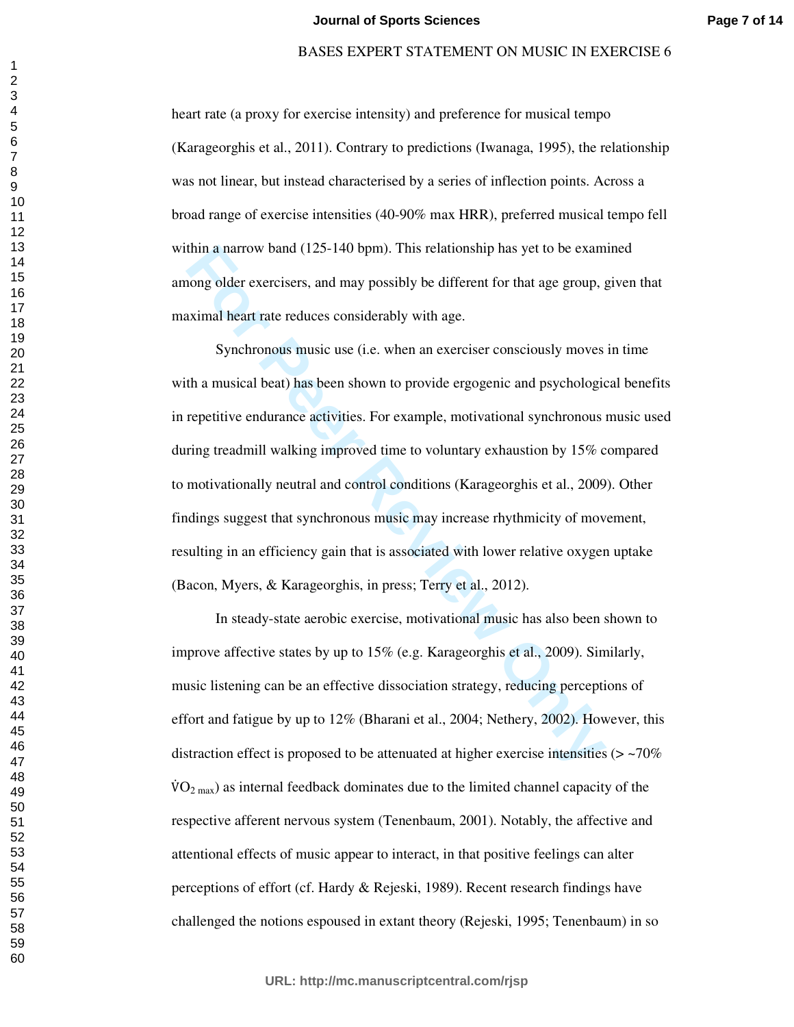heart rate (a proxy for exercise intensity) and preference for musical tempo (Karageorghis et al., 2011). Contrary to predictions (Iwanaga, 1995), the relationship was not linear, but instead characterised by a series of inflection points. Across a broad range of exercise intensities (40-90% max HRR), preferred musical tempo fell within a narrow band (125-140 bpm). This relationship has yet to be examined among older exercisers, and may possibly be different for that age group, given that maximal heart rate reduces considerably with age.

Synchronous music use (i.e. when an exerciser consciously moves in time with a musical beat) has been shown to provide ergogenic and psychological benefits in repetitive endurance activities. For example, motivational synchronous music used during treadmill walking improved time to voluntary exhaustion by 15% compared to motivationally neutral and control conditions (Karageorghis et al., 2009). Other findings suggest that synchronous music may increase rhythmicity of movement, resulting in an efficiency gain that is associated with lower relative oxygen uptake (Bacon, Myers, & Karageorghis, in press; Terry et al., 2012).

In steady-state aerobic exercise, motivational music has also been shown to improve affective states by up to 15% (e.g. Karageorghis et al., 2009). Similarly, music listening can be an effective dissociation strategy, reducing perceptions of effort and fatigue by up to 12% (Bharani et al., 2004; Nethery, 2002). However, this distraction effect is proposed to be attenuated at higher exercise intensities (> ~70% $\dot{V}O_{2\ max}$) as internal feedback dominates due to the limited channel capacity of the respective afferent nervous system (Tenenbaum, 2001). Notably, the affective and attentional effects of music appear to interact, in that positive feelings can alter perceptions of effort (cf. Hardy & Rejeski, 1989). Recent research findings have challenged the notions espoused in extant theory (Rejeski, 1995; Tenenbaum) in so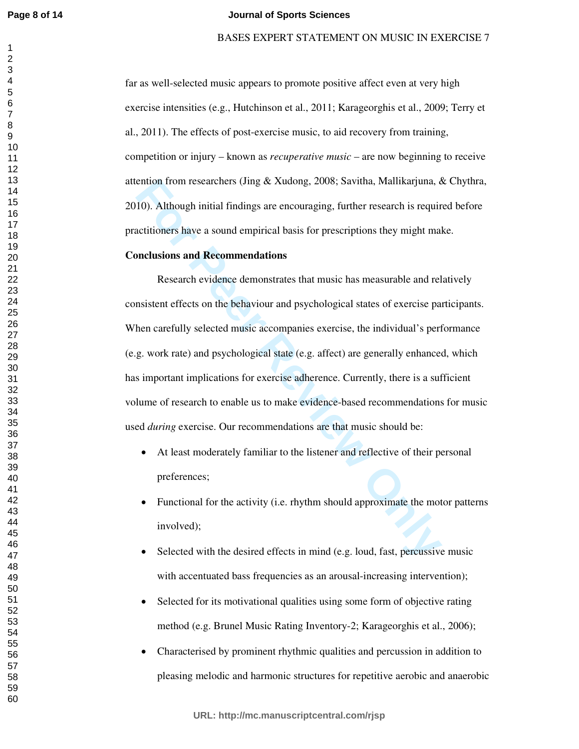far as well-selected music appears to promote positive affect even at very high exercise intensities (e.g., Hutchinson et al., 2011; Karageorghis et al., 2009; Terry et al., 2011). The effects of post-exercise music, to aid recovery from training, competition or injury – known as *recuperative music* – are now beginning to receive attention from researchers (Jing & Xudong, 2008; Savitha, Mallikarjuna, & Chythra, 2010). Although initial findings are encouraging, further research is required before practitioners have a sound empirical basis for prescriptions they might make.

**Conclusions and Recommendations**

Research evidence demonstrates that music has measurable and relatively consistent effects on the behaviour and psychological states of exercise participants. When carefully selected music accompanies exercise, the individual's performance (e.g. work rate) and psychological state (e.g. affect) are generally enhanced, which has important implications for exercise adherence. Currently, there is a sufficient volume of research to enable us to make evidence-based recommendations for music used *during* exercise. Our recommendations are that music should be:

- At least moderately familiar to the listener and reflective of their personal preferences;
- Functional for the activity (i.e. rhythm should approximate the motor patterns involved);
- Selected with the desired effects in mind (e.g. loud, fast, percussive music with accentuated bass frequencies as an arousal-increasing intervention);
- Selected for its motivational qualities using some form of objective rating method (e.g. Brunel Music Rating Inventory-2; Karageorghis et al., 2006);
- Characterised by prominent rhythmic qualities and percussion in addition to pleasing melodic and harmonic structures for repetitive aerobic and anaerobic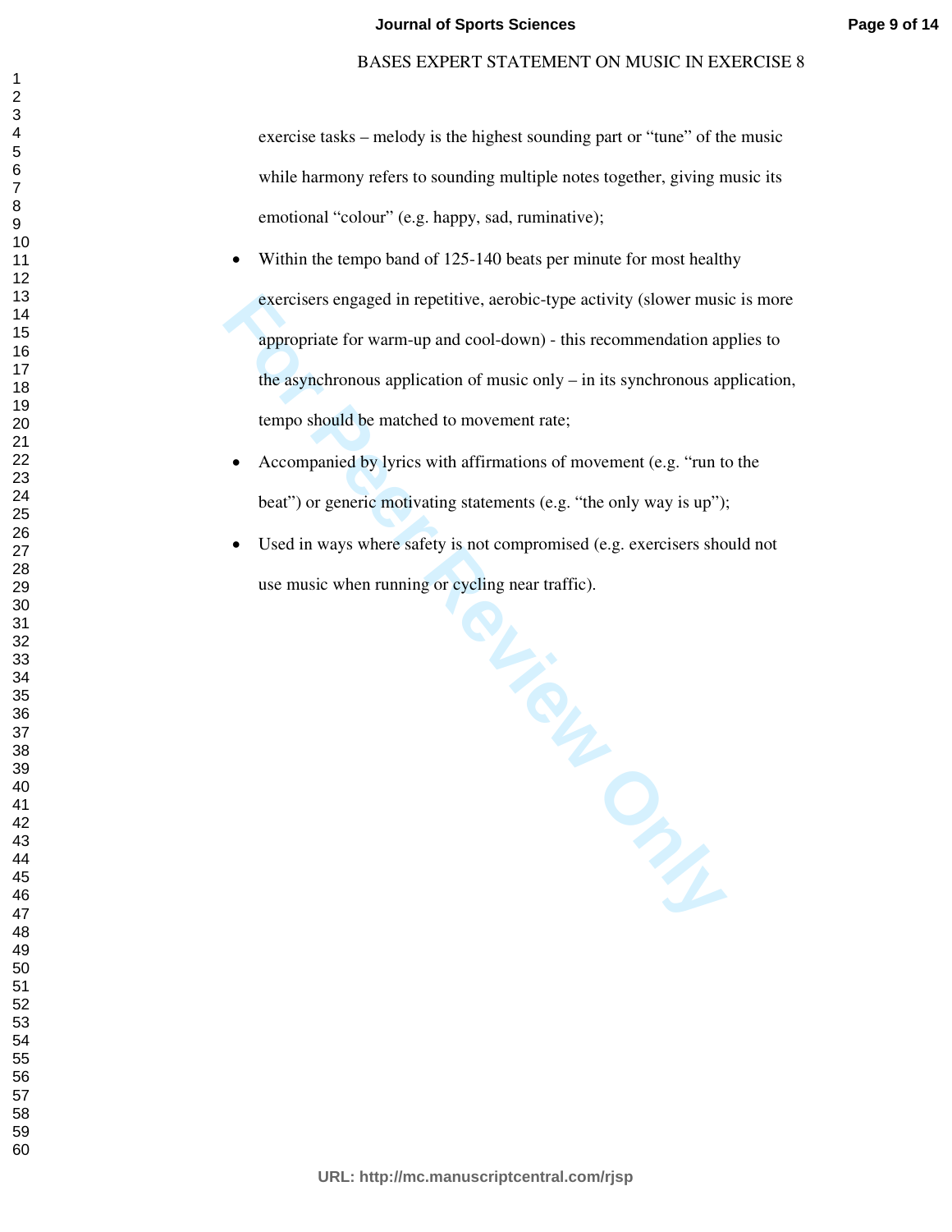exercise tasks – melody is the highest sounding part or "tune" of the music while harmony refers to sounding multiple notes together, giving music its emotional "colour" (e.g. happy, sad, ruminative);

- Within the tempo band of 125-140 beats per minute for most healthy exercisers engaged in repetitive, aerobic-type activity (slower music is more appropriate for warm-up and cool-down) - this recommendation applies to the asynchronous application of music only – in its synchronous application, tempo should be matched to movement rate;
- Accompanied by lyrics with affirmations of movement (e.g. "run to the beat") or generic motivating statements (e.g. "the only way is up");
- Used in ways where safety is not compromised (e.g. exercisers should not use music when running or cycling near traffic).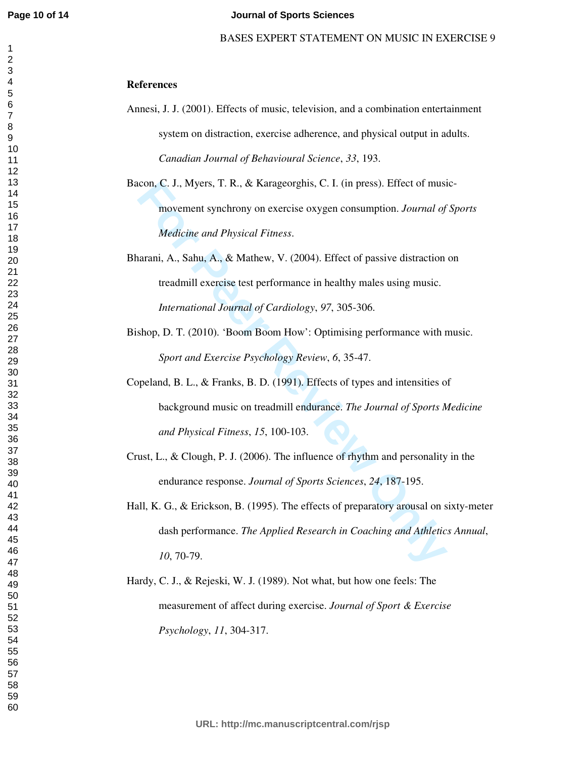## References

Annesi, J. J. (2001). Effects of music, television, and a combination entertainment system on distraction, exercise adherence, and physical output in adults. *Canadian Journal of Behavioural Science*, *33*, 193.

Bacon, C. J., Myers, T. R., & Karageorghis, C. I. (in press). Effect of music-movement synchrony on exercise oxygen consumption. *Journal of Sports Medicine and Physical Fitness*.

Bharani, A., Sahu, A., & Mathew, V. (2004). Effect of passive distraction on treadmill exercise test performance in healthy males using music. *International Journal of Cardiology*, *97*, 305-306.

Bishop, D. T. (2010). 'Boom Boom How': Optimising performance with music. *Sport and Exercise Psychology Review*, *6*, 35-47.

Copeland, B. L., & Franks, B. D. (1991). Effects of types and intensities of background music on treadmill endurance. *The Journal of Sports Medicine and Physical Fitness*, *15*, 100-103.

Crust, L., & Clough, P. J. (2006). The influence of rhythm and personality in the endurance response. *Journal of Sports Sciences*, *24*, 187-195.

Hall, K. G., & Erickson, B. (1995). The effects of preparatory arousal on sixty-meter dash performance. *The Applied Research in Coaching and Athletics Annual*, *10*, 70-79.

Hardy, C. J., & Rejeski, W. J. (1989). Not what, but how one feels: The measurement of affect during exercise. *Journal of Sport & Exercise Psychology*, *11*, 304-317.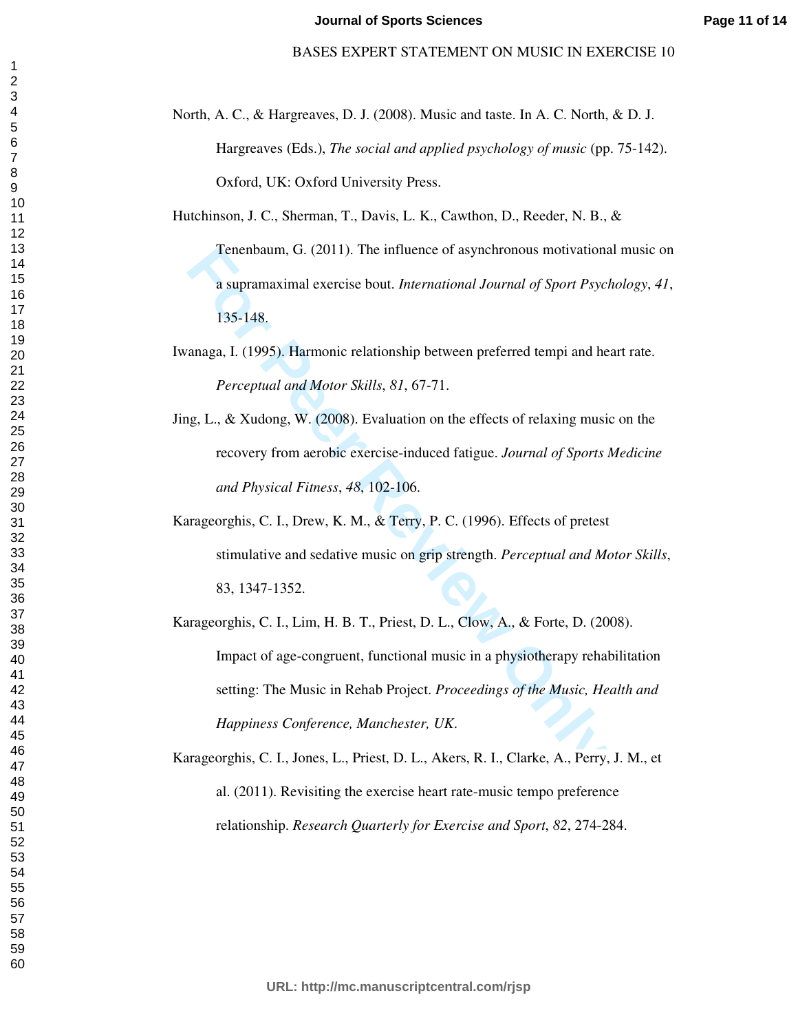North, A. C., & Hargreaves, D. J. (2008). Music and taste. In A. C. North, & D. J. Hargreaves (Eds.), *The social and applied psychology of music* (pp. 75-142). Oxford, UK: Oxford University Press.

Hutchinson, J. C., Sherman, T., Davis, L. K., Cawthon, D., Reeder, N. B., & Tenenbaum, G. (2011). The influence of asynchronous motivational music on a supramaximal exercise bout. *International Journal of Sport Psychology*, *41*, 135-148.

Iwanaga, I. (1995). Harmonic relationship between preferred tempi and heart rate. *Perceptual and Motor Skills*, *81*, 67-71.

Jing, L., & Xudong, W. (2008). Evaluation on the effects of relaxing music on the recovery from aerobic exercise-induced fatigue. *Journal of Sports Medicine and Physical Fitness*, *48*, 102-106.

Karageorghis, C. I., Drew, K. M., & Terry, P. C. (1996). Effects of pretest stimulative and sedative music on grip strength. *Perceptual and Motor Skills*, 83, 1347-1352.

Karageorghis, C. I., Lim, H. B. T., Priest, D. L., Clow, A., & Forte, D. (2008). Impact of age-congruent, functional music in a physiotherapy rehabilitation setting: The Music in Rehab Project. *Proceedings of the Music, Health and Happiness Conference, Manchester, UK*.

Karageorghis, C. I., Jones, L., Priest, D. L., Akers, R. I., Clarke, A., Perry, J. M., et al. (2011). Revisiting the exercise heart rate-music tempo preference relationship. *Research Quarterly for Exercise and Sport*, *82*, 274-284.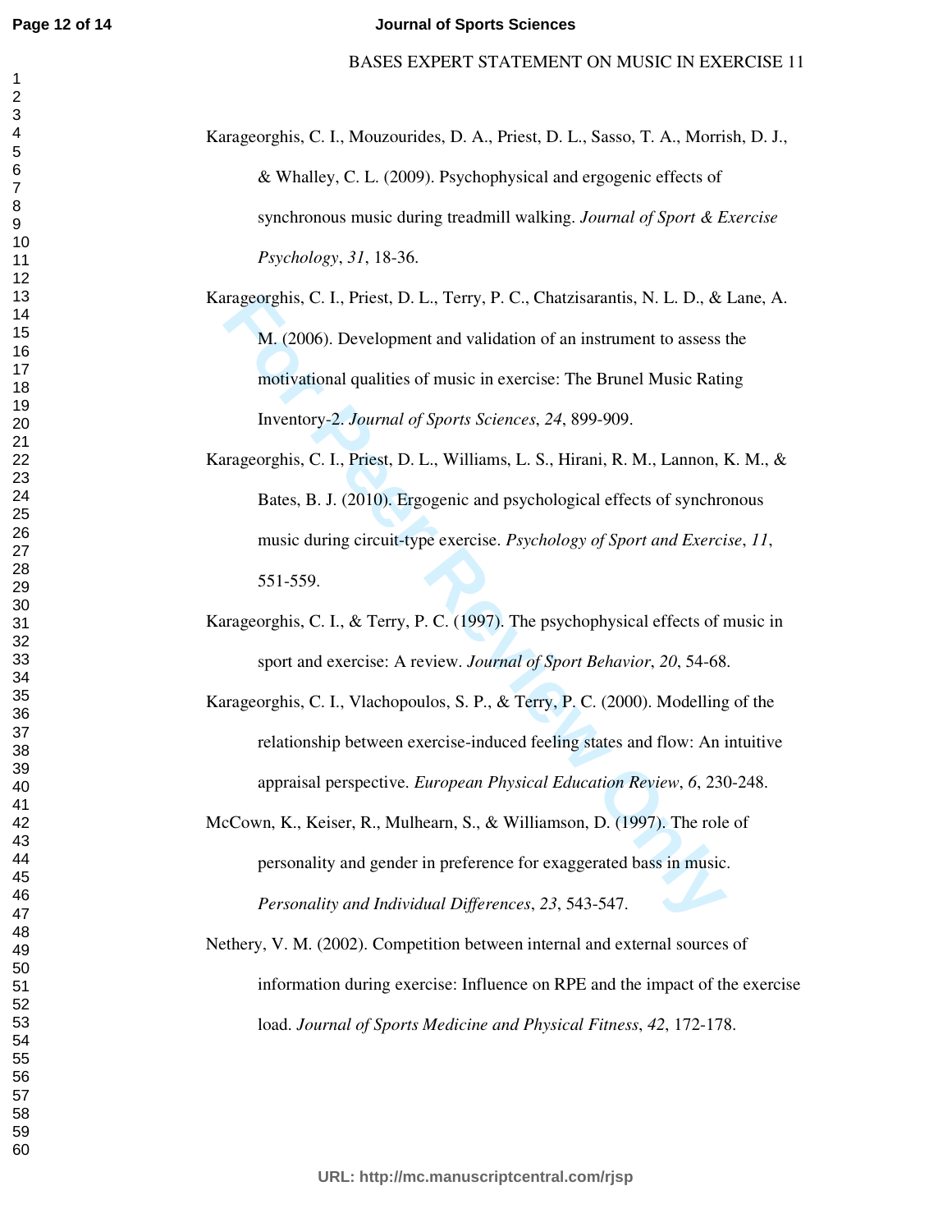Karageorghis, C. I., Mouzourides, D. A., Priest, D. L., Sasso, T. A., Morrish, D. J., & Whalley, C. L. (2009). Psychophysical and ergogenic effects of synchronous music during treadmill walking. *Journal of Sport & Exercise Psychology*, *31*, 18-36.

Karageorghis, C. I., Priest, D. L., Terry, P. C., Chatzisarantis, N. L. D., & Lane, A. M. (2006). Development and validation of an instrument to assess the motivational qualities of music in exercise: The Brunel Music Rating Inventory-2. *Journal of Sports Sciences*, *24*, 899-909.

Karageorghis, C. I., Priest, D. L., Williams, L. S., Hirani, R. M., Lannon, K. M., & Bates, B. J. (2010). Ergogenic and psychological effects of synchronous music during circuit-type exercise. *Psychology of Sport and Exercise*, *11*, 551-559.

Karageorghis, C. I., & Terry, P. C. (1997). The psychophysical effects of music in sport and exercise: A review. *Journal of Sport Behavior*, *20*, 54-68.

Karageorghis, C. I., Vlachopoulos, S. P., & Terry, P. C. (2000). Modelling of the relationship between exercise-induced feeling states and flow: An intuitive appraisal perspective. *European Physical Education Review*, *6*, 230-248.

McCown, K., Keiser, R., Mulhearn, S., & Williamson, D. (1997). The role of personality and gender in preference for exaggerated bass in music. *Personality and Individual Differences*, *23*, 543-547.

Nethery, V. M. (2002). Competition between internal and external sources of information during exercise: Influence on RPE and the impact of the exercise load. *Journal of Sports Medicine and Physical Fitness*, *42*, 172-178.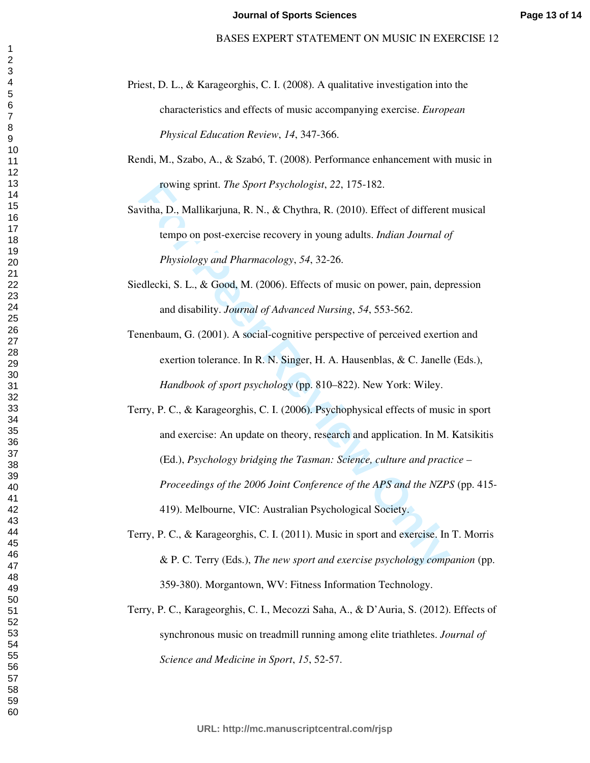Priest, D. L., & Karageorghis, C. I. (2008). A qualitative investigation into the characteristics and effects of music accompanying exercise. *European Physical Education Review*, *14*, 347-366.

Rendi, M., Szabo, A., & Szabó, T. (2008). Performance enhancement with music in rowing sprint. *The Sport Psychologist*, *22*, 175-182.

Savitha, D., Mallikarjuna, R. N., & Chythra, R. (2010). Effect of different musical tempo on post-exercise recovery in young adults. *Indian Journal of Physiology and Pharmacology*, *54*, 32-26.

Siedlecki, S. L., & Good, M. (2006). Effects of music on power, pain, depression and disability. *Journal of Advanced Nursing*, *54*, 553-562.

Tenenbaum, G. (2001). A social-cognitive perspective of perceived exertion and exertion tolerance. In R. N. Singer, H. A. Hausenblas, & C. Janelle (Eds.), *Handbook of sport psychology* (pp. 810–822). New York: Wiley.

Terry, P. C., & Karageorghis, C. I. (2006). Psychophysical effects of music in sport and exercise: An update on theory, research and application. In M. Katsikitis (Ed.), *Psychology bridging the Tasman: Science, culture and practice – Proceedings of the 2006 Joint Conference of the APS and the NZPS* (pp. 415-419). Melbourne, VIC: Australian Psychological Society.

Terry, P. C., & Karageorghis, C. I. (2011). Music in sport and exercise. In T. Morris & P. C. Terry (Eds.), *The new sport and exercise psychology companion* (pp. 359-380). Morgantown, WV: Fitness Information Technology.

Terry, P. C., Karageorghis, C. I., Mecozzi Saha, A., & D'Auria, S. (2012). Effects of synchronous music on treadmill running among elite triathletes. *Journal of Science and Medicine in Sport*, *15*, 52-57.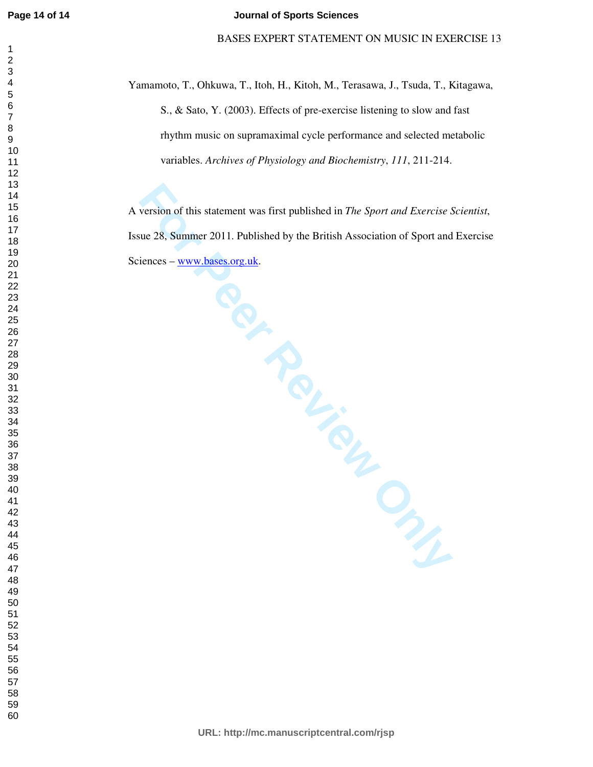Yamamoto, T., Ohkuwa, T., Itoh, H., Kitoh, M., Terasawa, J., Tsuda, T., Kitagawa, S., & Sato, Y. (2003). Effects of pre-exercise listening to slow and fast rhythm music on supramaximal cycle performance and selected metabolic variables. *Archives of Physiology and Biochemistry*, *111*, 211-214.

A version of this statement was first published in *The Sport and Exercise Scientist*, Issue 28, Summer 2011. Published by the British Association of Sport and Exercise Sciences – www.bases.org.uk.